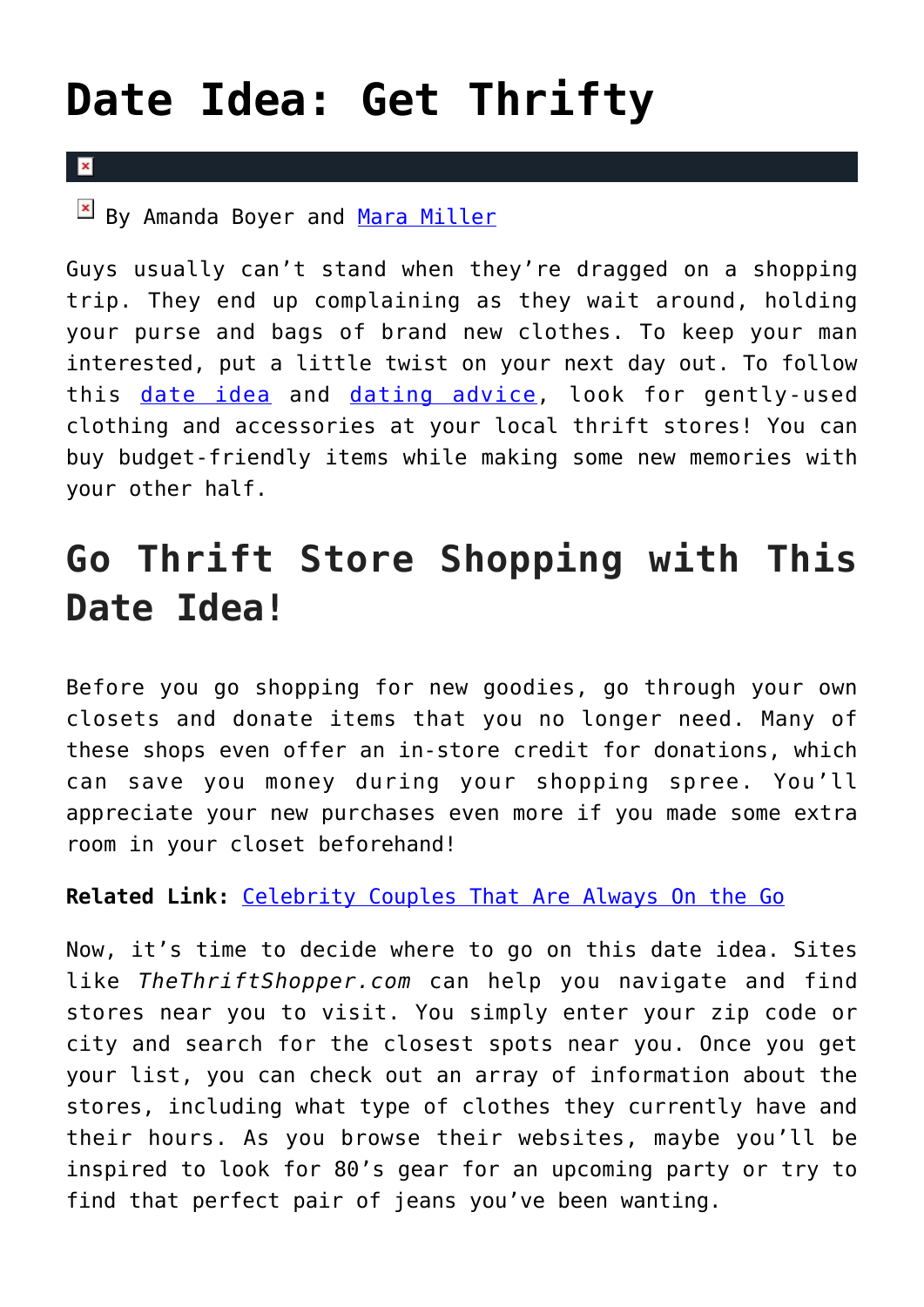# Date Idea: Get Thrifty

By Amanda Boyer and Mara Miller

Guys usually can't stand when they're dragged on a shopping trip. They end up complaining as they wait around, holding your purse and bags of brand new clothes. To keep your man interested, put a little twist on your next day out. To follow this date idea and dating advice, look for gently-used clothing and accessories at your local thrift stores! You can buy budget-friendly items while making some new memories with your other half.

## Go Thrift Store Shopping with This Date Idea!

Before you go shopping for new goodies, go through your own closets and donate items that you no longer need. Many of these shops even offer an in-store credit for donations, which can save you money during your shopping spree. You'll appreciate your new purchases even more if you made some extra room in your closet beforehand!

**Related Link:** Celebrity Couples That Are Always On the Go

Now, it's time to decide where to go on this date idea. Sites like *TheThriftShopper.com* can help you navigate and find stores near you to visit. You simply enter your zip code or city and search for the closest spots near you. Once you get your list, you can check out an array of information about the stores, including what type of clothes they currently have and their hours. As you browse their websites, maybe you'll be inspired to look for 80's gear for an upcoming party or try to find that perfect pair of jeans you've been wanting.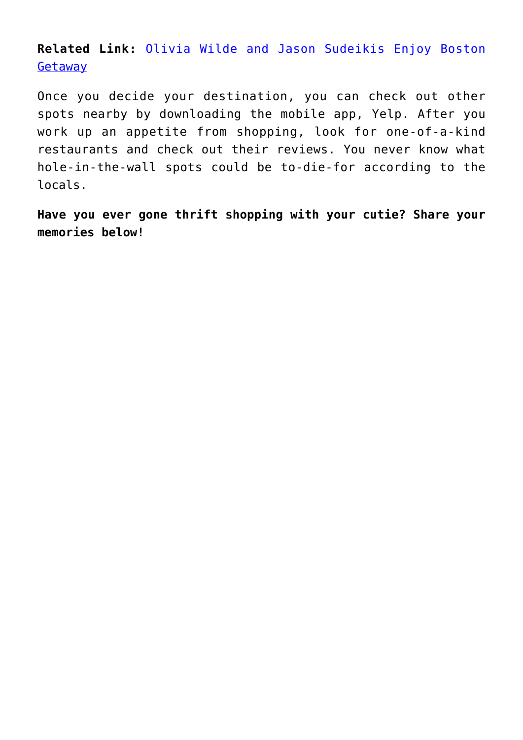**Related Link:** Olivia Wilde and Jason Sudeikis Enjoy Boston Getaway

Once you decide your destination, you can check out other spots nearby by downloading the mobile app, Yelp. After you work up an appetite from shopping, look for one-of-a-kind restaurants and check out their reviews. You never know what hole-in-the-wall spots could be to-die-for according to the locals.

**Have you ever gone thrift shopping with your cutie? Share your memories below!**